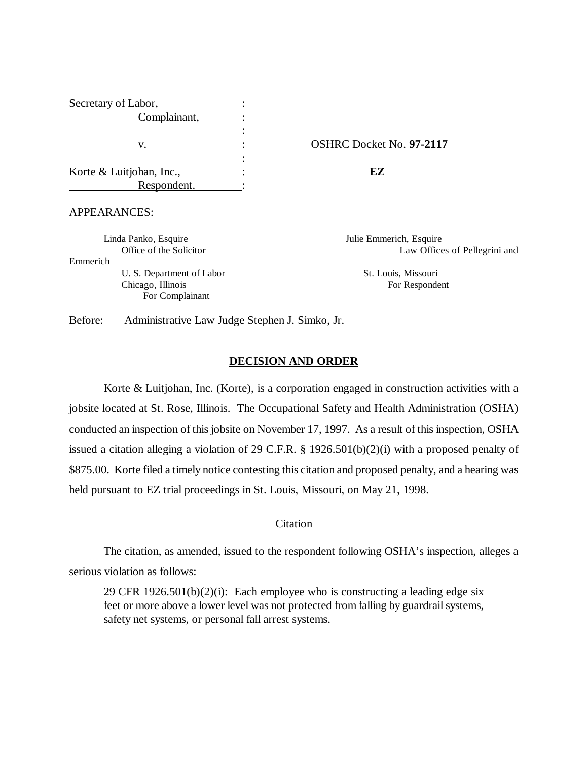Secretary of Labor,
Complainant,

v.

Korte & Luitjohan, Inc.,
Respondent.

OSHRC Docket No. **97-2117**

**EZ**

APPEARANCES:

Linda Panko, Esquire
Office of the Solicitor
U. S. Department of Labor
Chicago, Illinois
For Complainant

Julie Emmerich, Esquire
Law Offices of Pellegrini and Emmerich
St. Louis, Missouri
For Respondent

Before: Administrative Law Judge Stephen J. Simko, Jr.

## DECISION AND ORDER

Korte & Luitjohan, Inc. (Korte), is a corporation engaged in construction activities with a jobsite located at St. Rose, Illinois. The Occupational Safety and Health Administration (OSHA) conducted an inspection of this jobsite on November 17, 1997. As a result of this inspection, OSHA issued a citation alleging a violation of 29 C.F.R. § 1926.501(b)(2)(i) with a proposed penalty of $875.00. Korte filed a timely notice contesting this citation and proposed penalty, and a hearing was held pursuant to EZ trial proceedings in St. Louis, Missouri, on May 21, 1998.

### Citation

The citation, as amended, issued to the respondent following OSHA's inspection, alleges a serious violation as follows:

> 29 CFR 1926.501(b)(2)(i): Each employee who is constructing a leading edge six feet or more above a lower level was not protected from falling by guardrail systems, safety net systems, or personal fall arrest systems.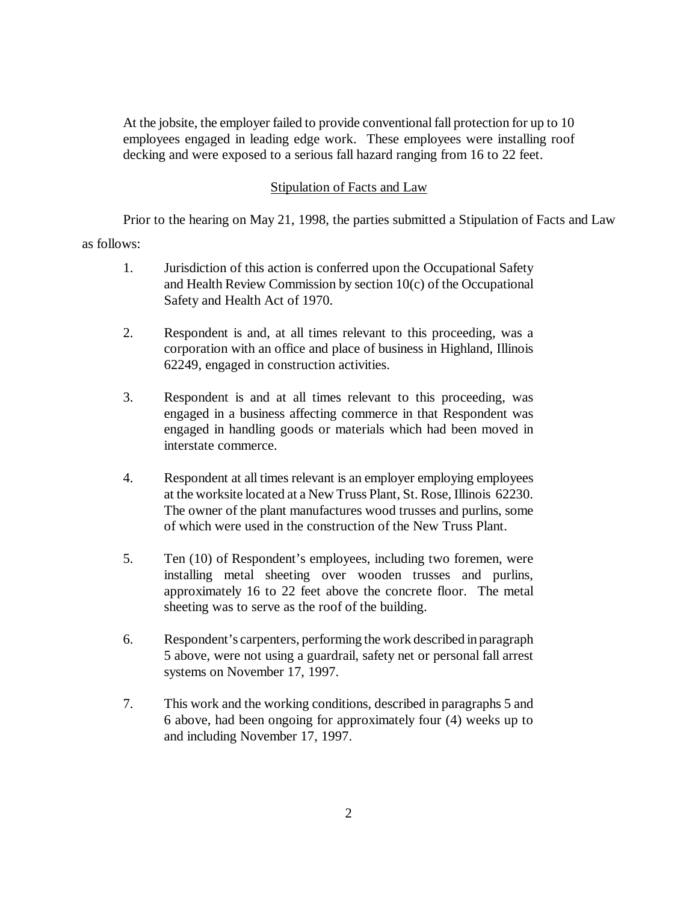> At the jobsite, the employer failed to provide conventional fall protection for up to 10 employees engaged in leading edge work. These employees were installing roof decking and were exposed to a serious fall hazard ranging from 16 to 22 feet.

## Stipulation of Facts and Law

Prior to the hearing on May 21, 1998, the parties submitted a Stipulation of Facts and Law as follows:

1. Jurisdiction of this action is conferred upon the Occupational Safety and Health Review Commission by section 10(c) of the Occupational Safety and Health Act of 1970.

2. Respondent is and, at all times relevant to this proceeding, was a corporation with an office and place of business in Highland, Illinois 62249, engaged in construction activities.

3. Respondent is and at all times relevant to this proceeding, was engaged in a business affecting commerce in that Respondent was engaged in handling goods or materials which had been moved in interstate commerce.

4. Respondent at all times relevant is an employer employing employees at the worksite located at a New Truss Plant, St. Rose, Illinois 62230. The owner of the plant manufactures wood trusses and purlins, some of which were used in the construction of the New Truss Plant.

5. Ten (10) of Respondent's employees, including two foremen, were installing metal sheeting over wooden trusses and purlins, approximately 16 to 22 feet above the concrete floor. The metal sheeting was to serve as the roof of the building.

6. Respondent's carpenters, performing the work described in paragraph 5 above, were not using a guardrail, safety net or personal fall arrest systems on November 17, 1997.

7. This work and the working conditions, described in paragraphs 5 and 6 above, had been ongoing for approximately four (4) weeks up to and including November 17, 1997.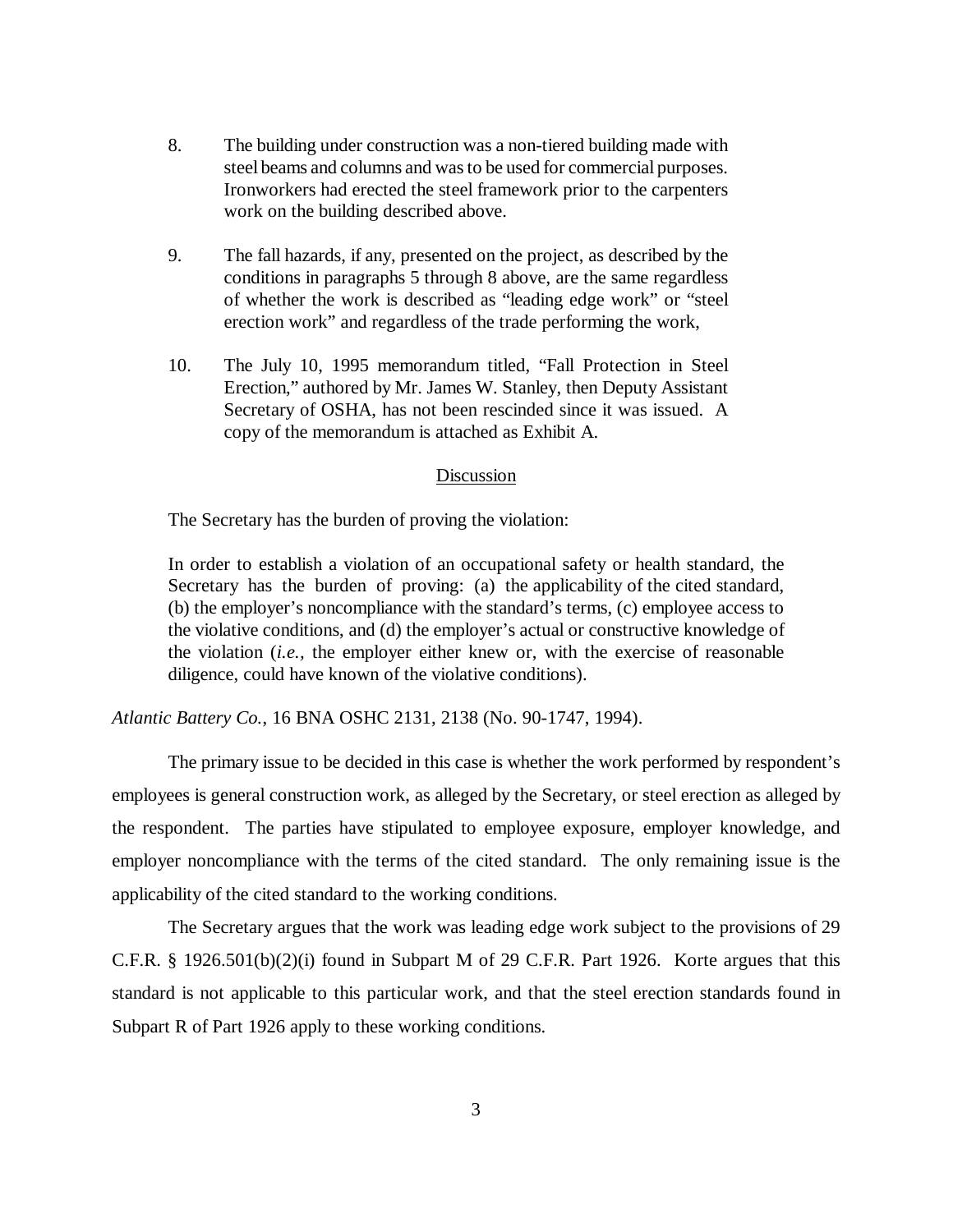8. The building under construction was a non-tiered building made with steel beams and columns and was to be used for commercial purposes. Ironworkers had erected the steel framework prior to the carpenters work on the building described above.

9. The fall hazards, if any, presented on the project, as described by the conditions in paragraphs 5 through 8 above, are the same regardless of whether the work is described as "leading edge work" or "steel erection work" and regardless of the trade performing the work,

10. The July 10, 1995 memorandum titled, "Fall Protection in Steel Erection," authored by Mr. James W. Stanley, then Deputy Assistant Secretary of OSHA, has not been rescinded since it was issued. A copy of the memorandum is attached as Exhibit A.

## Discussion

The Secretary has the burden of proving the violation:

> In order to establish a violation of an occupational safety or health standard, the Secretary has the burden of proving: (a) the applicability of the cited standard, (b) the employer's noncompliance with the standard's terms, (c) employee access to the violative conditions, and (d) the employer's actual or constructive knowledge of the violation (*i.e.,* the employer either knew or, with the exercise of reasonable diligence, could have known of the violative conditions).

*Atlantic Battery Co.*, 16 BNA OSHC 2131, 2138 (No. 90-1747, 1994).

The primary issue to be decided in this case is whether the work performed by respondent's employees is general construction work, as alleged by the Secretary, or steel erection as alleged by the respondent. The parties have stipulated to employee exposure, employer knowledge, and employer noncompliance with the terms of the cited standard. The only remaining issue is the applicability of the cited standard to the working conditions.

The Secretary argues that the work was leading edge work subject to the provisions of 29 C.F.R. § 1926.501(b)(2)(i) found in Subpart M of 29 C.F.R. Part 1926. Korte argues that this standard is not applicable to this particular work, and that the steel erection standards found in Subpart R of Part 1926 apply to these working conditions.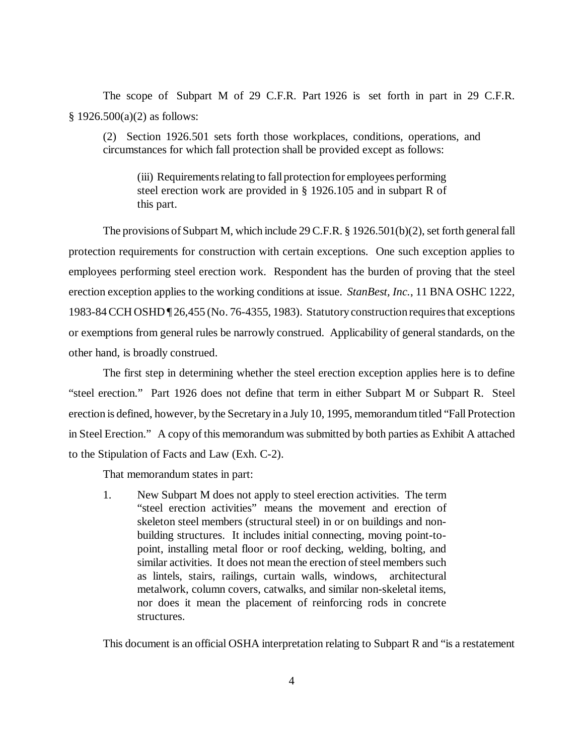The scope of Subpart M of 29 C.F.R. Part 1926 is set forth in part in 29 C.F.R. § 1926.500(a)(2) as follows:

> (2) Section 1926.501 sets forth those workplaces, conditions, operations, and circumstances for which fall protection shall be provided except as follows:
>
> > (iii) Requirements relating to fall protection for employees performing steel erection work are provided in § 1926.105 and in subpart R of this part.

The provisions of Subpart M, which include 29 C.F.R. § 1926.501(b)(2), set forth general fall protection requirements for construction with certain exceptions. One such exception applies to employees performing steel erection work. Respondent has the burden of proving that the steel erection exception applies to the working conditions at issue. *StanBest, Inc.*, 11 BNA OSHC 1222, 1983-84 CCH OSHD ¶ 26,455 (No. 76-4355, 1983). Statutory construction requires that exceptions or exemptions from general rules be narrowly construed. Applicability of general standards, on the other hand, is broadly construed.

The first step in determining whether the steel erection exception applies here is to define "steel erection." Part 1926 does not define that term in either Subpart M or Subpart R. Steel erection is defined, however, by the Secretary in a July 10, 1995, memorandum titled "Fall Protection in Steel Erection." A copy of this memorandum was submitted by both parties as Exhibit A attached to the Stipulation of Facts and Law (Exh. C-2).

That memorandum states in part:

> 1. New Subpart M does not apply to steel erection activities. The term "steel erection activities" means the movement and erection of skeleton steel members (structural steel) in or on buildings and non-building structures. It includes initial connecting, moving point-to-point, installing metal floor or roof decking, welding, bolting, and similar activities. It does not mean the erection of steel members such as lintels, stairs, railings, curtain walls, windows, architectural metalwork, column covers, catwalks, and similar non-skeletal items, nor does it mean the placement of reinforcing rods in concrete structures.

This document is an official OSHA interpretation relating to Subpart R and "is a restatement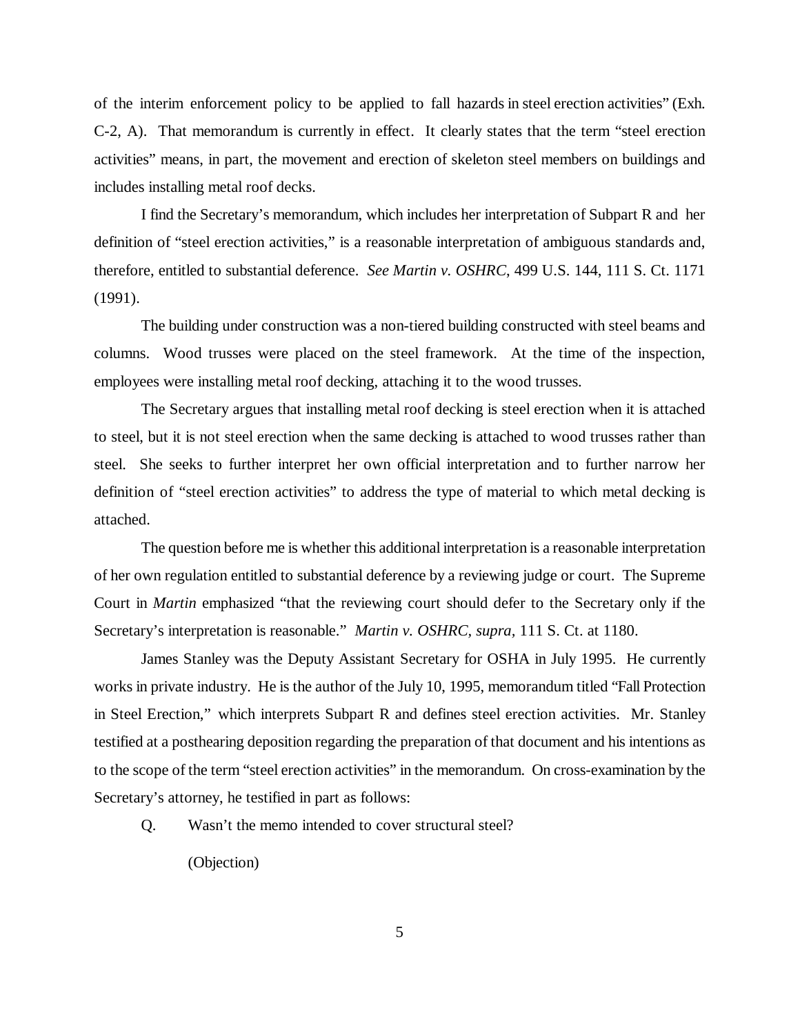of the interim enforcement policy to be applied to fall hazards in steel erection activities" (Exh. C-2, A). That memorandum is currently in effect. It clearly states that the term "steel erection activities" means, in part, the movement and erection of skeleton steel members on buildings and includes installing metal roof decks.

I find the Secretary's memorandum, which includes her interpretation of Subpart R and her definition of "steel erection activities," is a reasonable interpretation of ambiguous standards and, therefore, entitled to substantial deference. *See Martin v. OSHRC*, 499 U.S. 144, 111 S. Ct. 1171 (1991).

The building under construction was a non-tiered building constructed with steel beams and columns. Wood trusses were placed on the steel framework. At the time of the inspection, employees were installing metal roof decking, attaching it to the wood trusses.

The Secretary argues that installing metal roof decking is steel erection when it is attached to steel, but it is not steel erection when the same decking is attached to wood trusses rather than steel. She seeks to further interpret her own official interpretation and to further narrow her definition of "steel erection activities" to address the type of material to which metal decking is attached.

The question before me is whether this additional interpretation is a reasonable interpretation of her own regulation entitled to substantial deference by a reviewing judge or court. The Supreme Court in *Martin* emphasized "that the reviewing court should defer to the Secretary only if the Secretary's interpretation is reasonable." *Martin v. OSHRC, supra,* 111 S. Ct. at 1180.

James Stanley was the Deputy Assistant Secretary for OSHA in July 1995. He currently works in private industry. He is the author of the July 10, 1995, memorandum titled "Fall Protection in Steel Erection," which interprets Subpart R and defines steel erection activities. Mr. Stanley testified at a posthearing deposition regarding the preparation of that document and his intentions as to the scope of the term "steel erection activities" in the memorandum. On cross-examination by the Secretary's attorney, he testified in part as follows:

Q. Wasn't the memo intended to cover structural steel?

(Objection)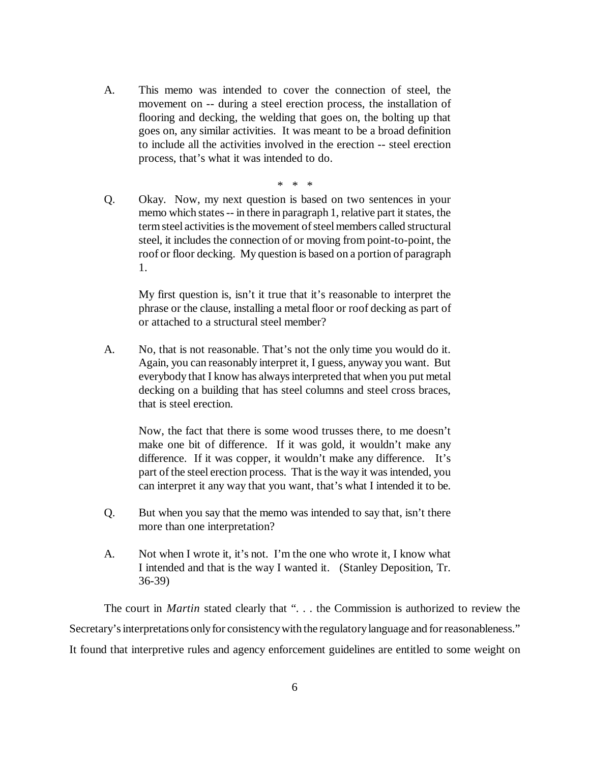A. This memo was intended to cover the connection of steel, the movement on -- during a steel erection process, the installation of flooring and decking, the welding that goes on, the bolting up that goes on, any similar activities. It was meant to be a broad definition to include all the activities involved in the erection -- steel erection process, that's what it was intended to do.

\* \* \*

Q. Okay. Now, my next question is based on two sentences in your memo which states -- in there in paragraph 1, relative part it states, the term steel activities is the movement of steel members called structural steel, it includes the connection of or moving from point-to-point, the roof or floor decking. My question is based on a portion of paragraph 1.

My first question is, isn't it true that it's reasonable to interpret the phrase or the clause, installing a metal floor or roof decking as part of or attached to a structural steel member?

A. No, that is not reasonable. That's not the only time you would do it. Again, you can reasonably interpret it, I guess, anyway you want. But everybody that I know has always interpreted that when you put metal decking on a building that has steel columns and steel cross braces, that is steel erection.

Now, the fact that there is some wood trusses there, to me doesn't make one bit of difference. If it was gold, it wouldn't make any difference. If it was copper, it wouldn't make any difference. It's part of the steel erection process. That is the way it was intended, you can interpret it any way that you want, that's what I intended it to be.

Q. But when you say that the memo was intended to say that, isn't there more than one interpretation?

A. Not when I wrote it, it's not. I'm the one who wrote it, I know what I intended and that is the way I wanted it. (Stanley Deposition, Tr. 36-39)

The court in *Martin* stated clearly that ". . . the Commission is authorized to review the Secretary's interpretations only for consistency with the regulatory language and for reasonableness." It found that interpretive rules and agency enforcement guidelines are entitled to some weight on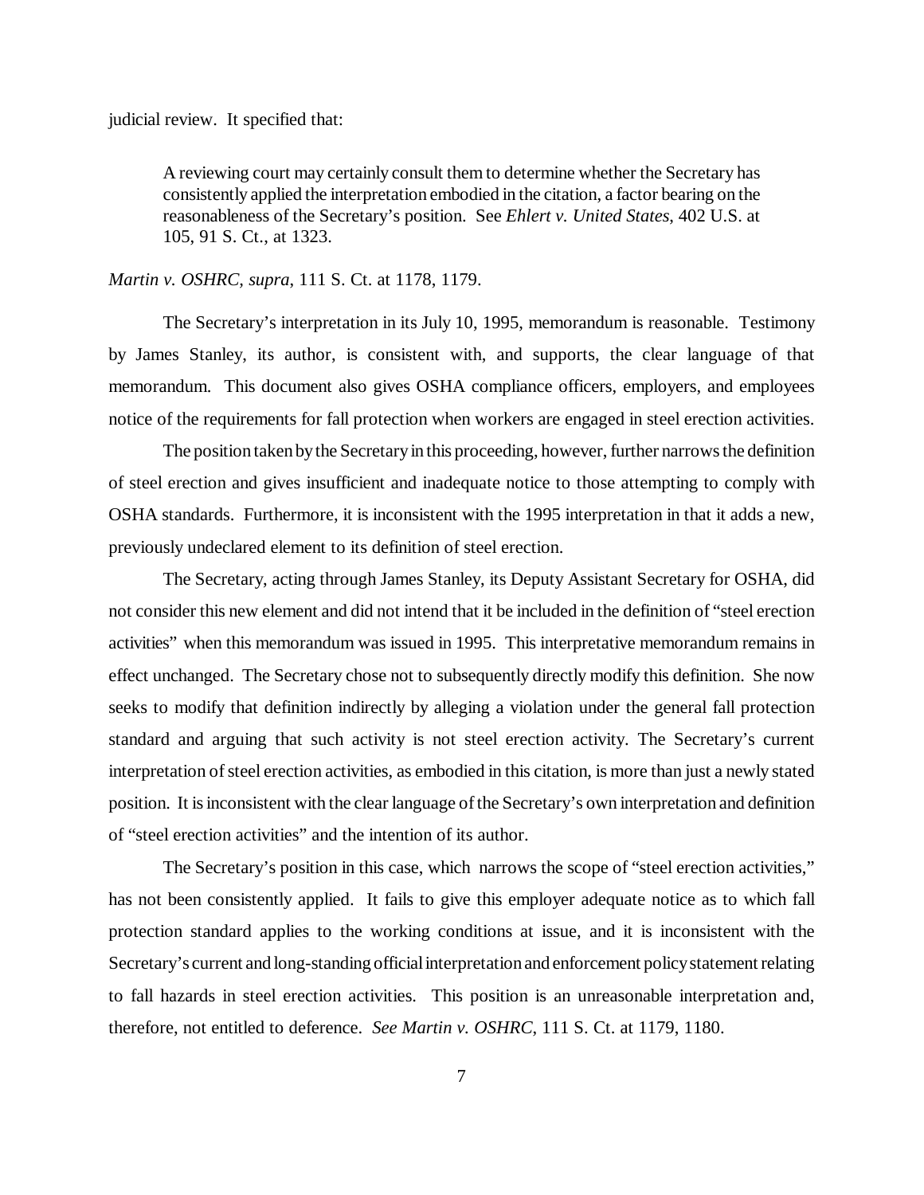judicial review. It specified that:

> A reviewing court may certainly consult them to determine whether the Secretary has consistently applied the interpretation embodied in the citation, a factor bearing on the reasonableness of the Secretary's position. See *Ehlert v. United States*, 402 U.S. at 105, 91 S. Ct., at 1323.

*Martin v. OSHRC*, *supra*, 111 S. Ct. at 1178, 1179.

The Secretary's interpretation in its July 10, 1995, memorandum is reasonable. Testimony by James Stanley, its author, is consistent with, and supports, the clear language of that memorandum. This document also gives OSHA compliance officers, employers, and employees notice of the requirements for fall protection when workers are engaged in steel erection activities.

The position taken by the Secretary in this proceeding, however, further narrows the definition of steel erection and gives insufficient and inadequate notice to those attempting to comply with OSHA standards. Furthermore, it is inconsistent with the 1995 interpretation in that it adds a new, previously undeclared element to its definition of steel erection.

The Secretary, acting through James Stanley, its Deputy Assistant Secretary for OSHA, did not consider this new element and did not intend that it be included in the definition of "steel erection activities" when this memorandum was issued in 1995. This interpretative memorandum remains in effect unchanged. The Secretary chose not to subsequently directly modify this definition. She now seeks to modify that definition indirectly by alleging a violation under the general fall protection standard and arguing that such activity is not steel erection activity. The Secretary's current interpretation of steel erection activities, as embodied in this citation, is more than just a newly stated position. It is inconsistent with the clear language of the Secretary's own interpretation and definition of "steel erection activities" and the intention of its author.

The Secretary's position in this case, which narrows the scope of "steel erection activities," has not been consistently applied. It fails to give this employer adequate notice as to which fall protection standard applies to the working conditions at issue, and it is inconsistent with the Secretary's current and long-standing official interpretation and enforcement policy statement relating to fall hazards in steel erection activities. This position is an unreasonable interpretation and, therefore, not entitled to deference. *See Martin v. OSHRC*, 111 S. Ct. at 1179, 1180.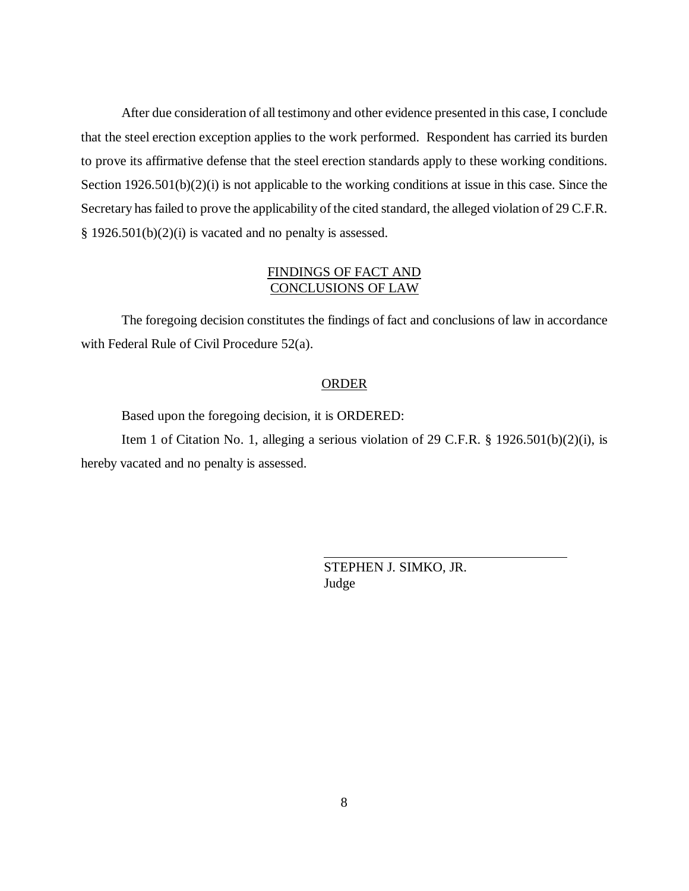After due consideration of all testimony and other evidence presented in this case, I conclude that the steel erection exception applies to the work performed. Respondent has carried its burden to prove its affirmative defense that the steel erection standards apply to these working conditions. Section 1926.501(b)(2)(i) is not applicable to the working conditions at issue in this case. Since the Secretary has failed to prove the applicability of the cited standard, the alleged violation of 29 C.F.R. § 1926.501(b)(2)(i) is vacated and no penalty is assessed.

## FINDINGS OF FACT AND CONCLUSIONS OF LAW

The foregoing decision constitutes the findings of fact and conclusions of law in accordance with Federal Rule of Civil Procedure 52(a).

## ORDER

Based upon the foregoing decision, it is ORDERED:

Item 1 of Citation No. 1, alleging a serious violation of 29 C.F.R. § 1926.501(b)(2)(i), is hereby vacated and no penalty is assessed.

STEPHEN J. SIMKO, JR.
Judge